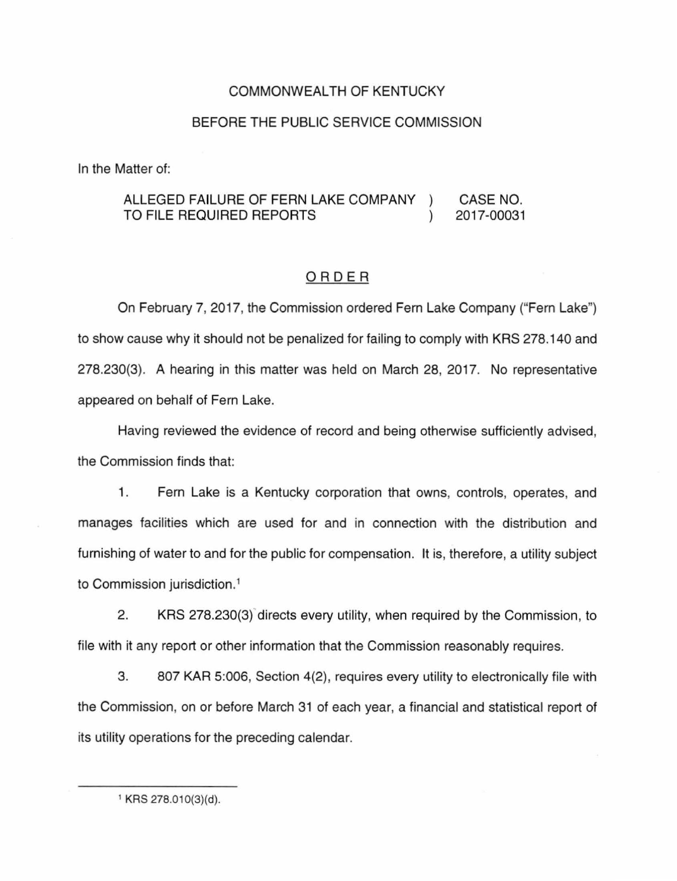COMMONWEALTH OF KENTUCKY

BEFORE THE PUBLIC SERVICE COMMISSION

In the Matter of:

| | | |
|---|---|---|
| ALLEGED FAILURE OF FERN LAKE COMPANY TO FILE REQUIRED REPORTS | ) ) | CASE NO. 2017-00031 |

# ORDER

On February 7, 2017, the Commission ordered Fern Lake Company ("Fern Lake") to show cause why it should not be penalized for failing to comply with KRS 278.140 and 278.230(3). A hearing in this matter was held on March 28, 2017. No representative appeared on behalf of Fern Lake.

Having reviewed the evidence of record and being otherwise sufficiently advised, the Commission finds that:

1. Fern Lake is a Kentucky corporation that owns, controls, operates, and manages facilities which are used for and in connection with the distribution and furnishing of water to and for the public for compensation. It is, therefore, a utility subject to Commission jurisdiction.[1]

2. KRS 278.230(3) directs every utility, when required by the Commission, to file with it any report or other information that the Commission reasonably requires.

3. 807 KAR 5:006, Section 4(2), requires every utility to electronically file with the Commission, on or before March 31 of each year, a financial and statistical report of its utility operations for the preceding calendar.

---

[1] KRS 278.010(3)(d).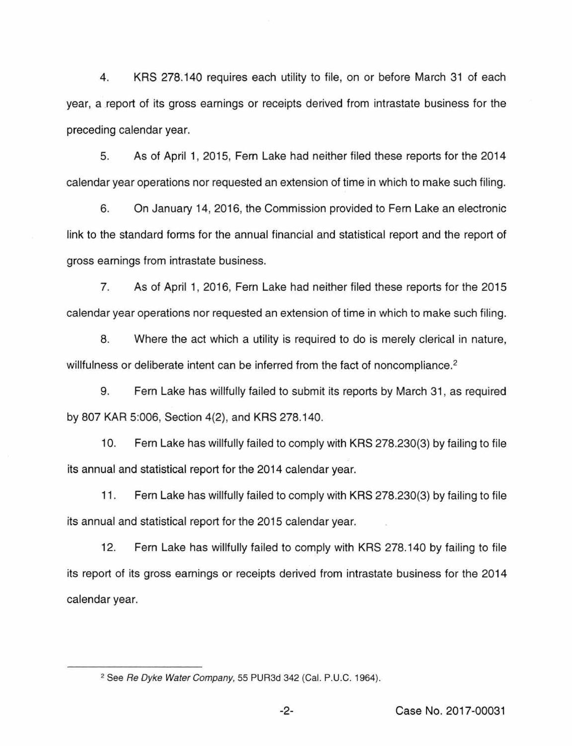4. KRS 278.140 requires each utility to file, on or before March 31 of each year, a report of its gross earnings or receipts derived from intrastate business for the preceding calendar year.

5. As of April 1, 2015, Fern Lake had neither filed these reports for the 2014 calendar year operations nor requested an extension of time in which to make such filing.

6. On January 14, 2016, the Commission provided to Fern Lake an electronic link to the standard forms for the annual financial and statistical report and the report of gross earnings from intrastate business.

7. As of April 1, 2016, Fern Lake had neither filed these reports for the 2015 calendar year operations nor requested an extension of time in which to make such filing.

8. Where the act which a utility is required to do is merely clerical in nature, willfulness or deliberate intent can be inferred from the fact of noncompliance.[2]

9. Fern Lake has willfully failed to submit its reports by March 31, as required by 807 KAR 5:006, Section 4(2), and KRS 278.140.

10. Fern Lake has willfully failed to comply with KRS 278.230(3) by failing to file its annual and statistical report for the 2014 calendar year.

11. Fern Lake has willfully failed to comply with KRS 278.230(3) by failing to file its annual and statistical report for the 2015 calendar year.

12. Fern Lake has willfully failed to comply with KRS 278.140 by failing to file its report of its gross earnings or receipts derived from intrastate business for the 2014 calendar year.

---

[2] See *Re Dyke Water Company*, 55 PUR3d 342 (Cal. P.U.C. 1964).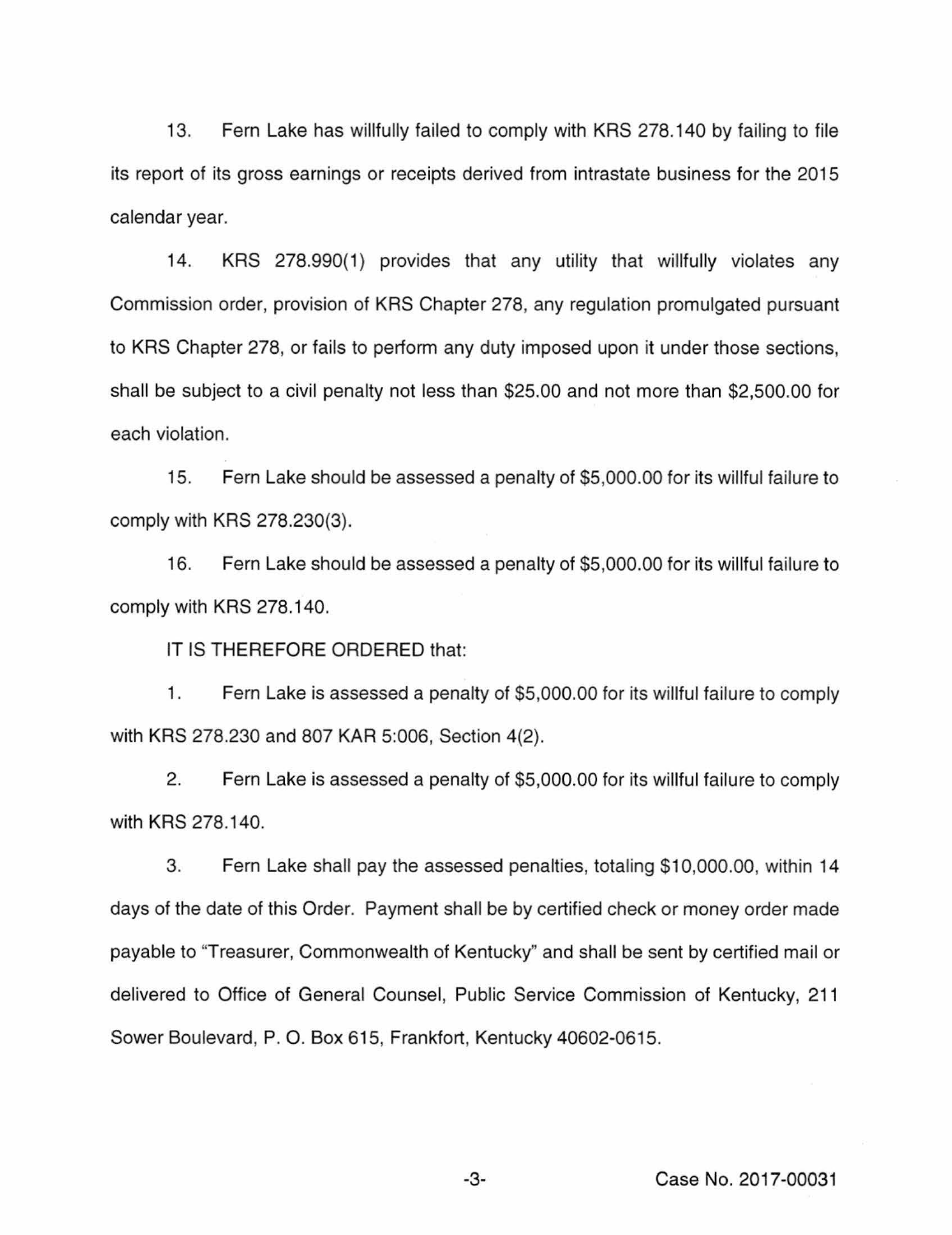13. Fern Lake has willfully failed to comply with KRS 278.140 by failing to file its report of its gross earnings or receipts derived from intrastate business for the 2015 calendar year.

14. KRS 278.990(1) provides that any utility that willfully violates any Commission order, provision of KRS Chapter 278, any regulation promulgated pursuant to KRS Chapter 278, or fails to perform any duty imposed upon it under those sections, shall be subject to a civil penalty not less than $25.00 and not more than $2,500.00 for each violation.

15. Fern Lake should be assessed a penalty of $5,000.00 for its willful failure to comply with KRS 278.230(3).

16. Fern Lake should be assessed a penalty of $5,000.00 for its willful failure to comply with KRS 278.140.

IT IS THEREFORE ORDERED that:

1. Fern Lake is assessed a penalty of $5,000.00 for its willful failure to comply with KRS 278.230 and 807 KAR 5:006, Section 4(2).

2. Fern Lake is assessed a penalty of $5,000.00 for its willful failure to comply with KRS 278.140.

3. Fern Lake shall pay the assessed penalties, totaling $10,000.00, within 14 days of the date of this Order. Payment shall be by certified check or money order made payable to "Treasurer, Commonwealth of Kentucky" and shall be sent by certified mail or delivered to Office of General Counsel, Public Service Commission of Kentucky, 211 Sower Boulevard, P. O. Box 615, Frankfort, Kentucky 40602-0615.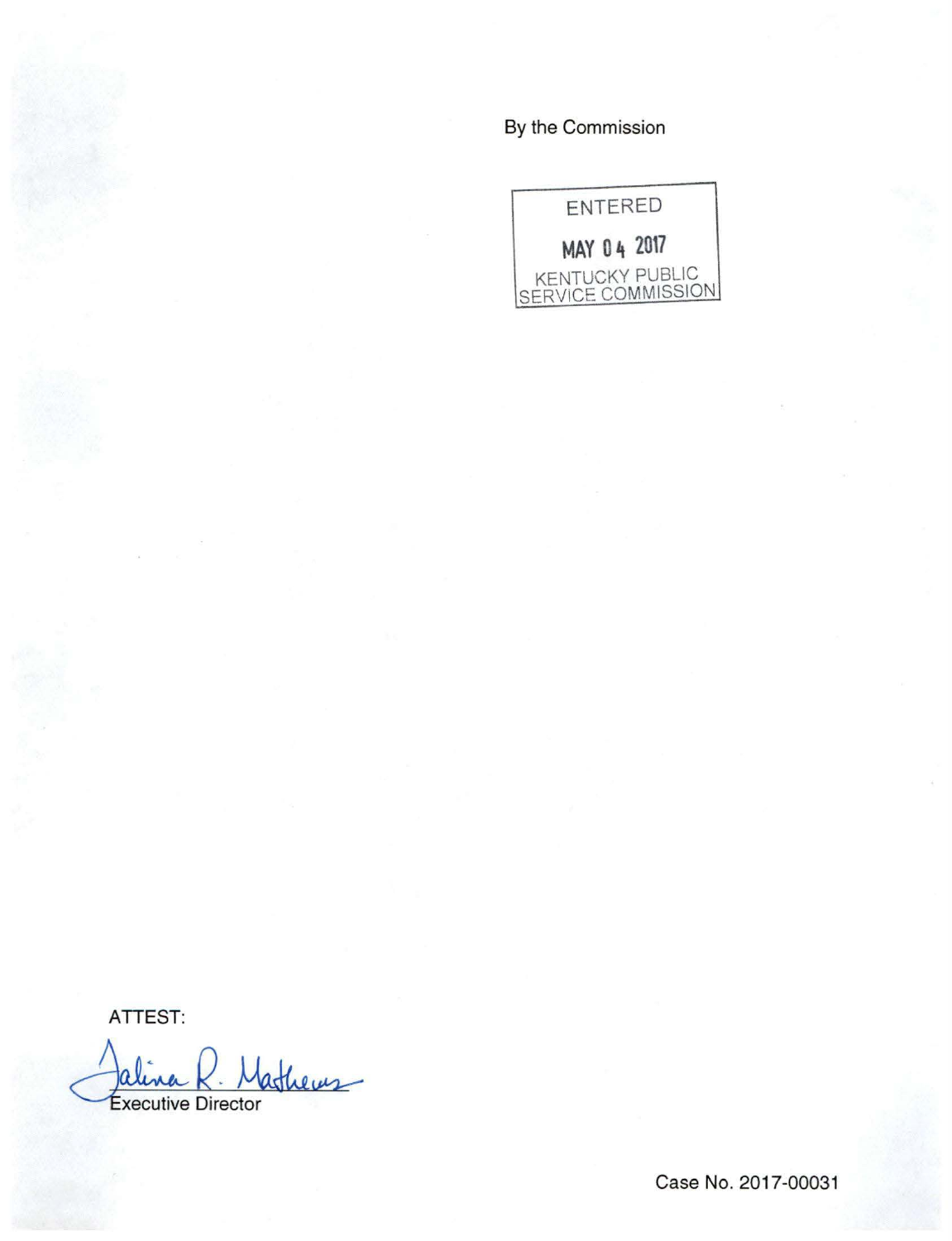By the Commission

ENTERED

MAY 04 2017

KENTUCKY PUBLIC SERVICE COMMISSION

ATTEST:

Talina R. Mathews

Executive Director

Case No. 2017-00031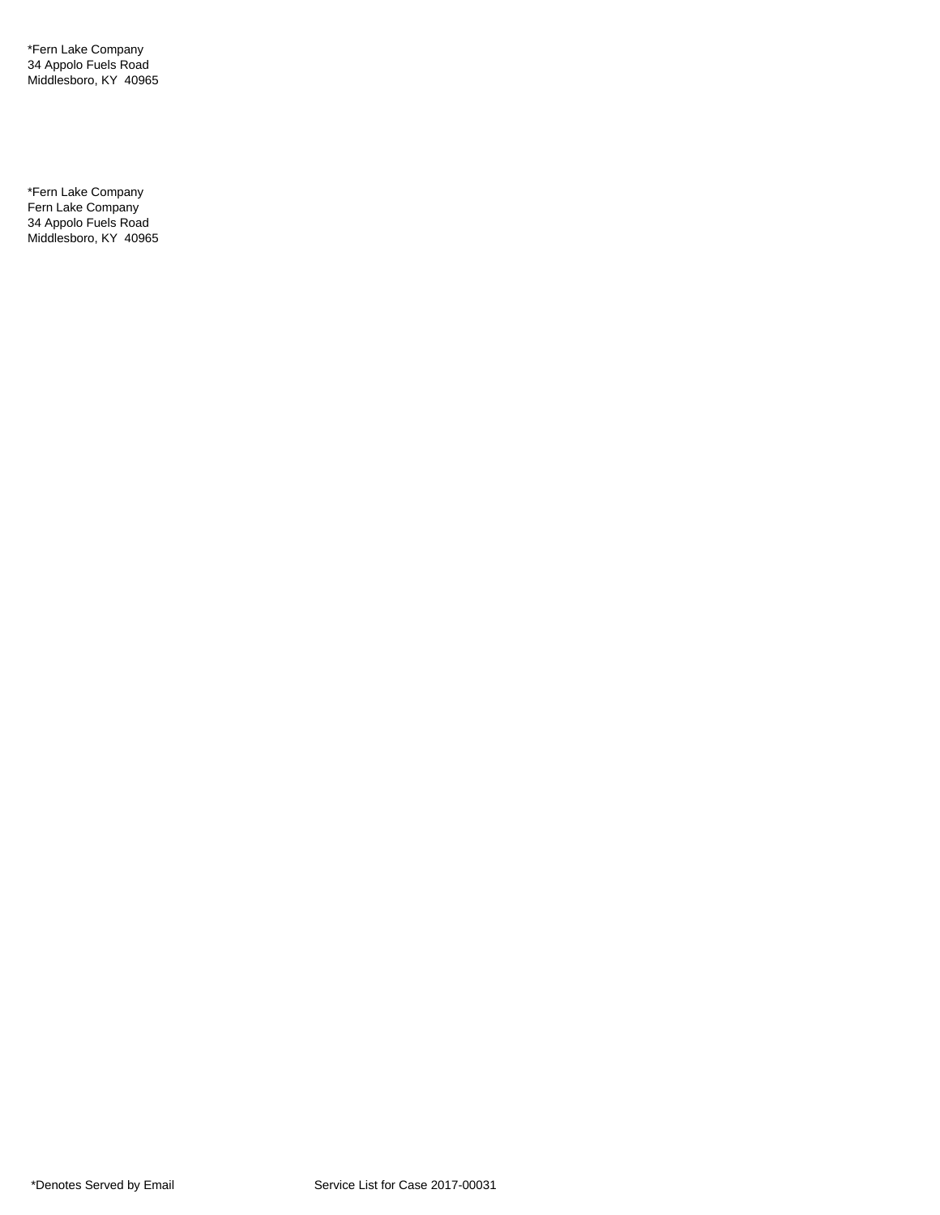*Fern Lake Company
34 Appolo Fuels Road
Middlesboro, KY  40965

*Fern Lake Company
Fern Lake Company
34 Appolo Fuels Road
Middlesboro, KY  40965

*Denotes Served by Email

Service List for Case 2017-00031